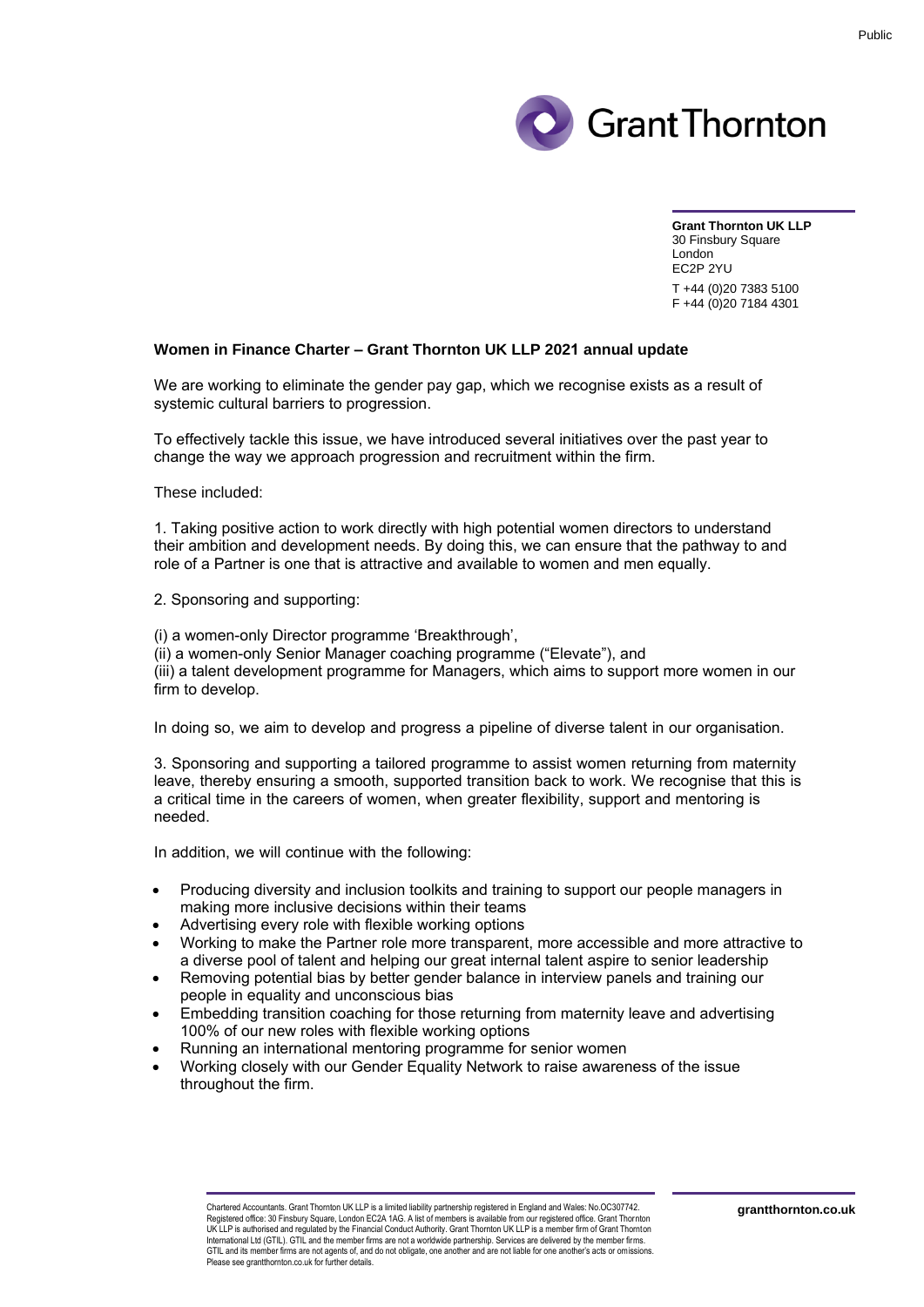**Grant Thornton UK LLP**
30 Finsbury Square
London
EC2P 2YU

T +44 (0)20 7383 5100
F +44 (0)20 7184 4301

**Women in Finance Charter – Grant Thornton UK LLP 2021 annual update**

We are working to eliminate the gender pay gap, which we recognise exists as a result of systemic cultural barriers to progression.

To effectively tackle this issue, we have introduced several initiatives over the past year to change the way we approach progression and recruitment within the firm.

These included:

1. Taking positive action to work directly with high potential women directors to understand their ambition and development needs. By doing this, we can ensure that the pathway to and role of a Partner is one that is attractive and available to women and men equally.

2. Sponsoring and supporting:

(i) a women-only Director programme 'Breakthrough',
(ii) a women-only Senior Manager coaching programme ("Elevate"), and
(iii) a talent development programme for Managers, which aims to support more women in our firm to develop.

In doing so, we aim to develop and progress a pipeline of diverse talent in our organisation.

3. Sponsoring and supporting a tailored programme to assist women returning from maternity leave, thereby ensuring a smooth, supported transition back to work. We recognise that this is a critical time in the careers of women, when greater flexibility, support and mentoring is needed.

In addition, we will continue with the following:

- Producing diversity and inclusion toolkits and training to support our people managers in making more inclusive decisions within their teams
- Advertising every role with flexible working options
- Working to make the Partner role more transparent, more accessible and more attractive to a diverse pool of talent and helping our great internal talent aspire to senior leadership
- Removing potential bias by better gender balance in interview panels and training our people in equality and unconscious bias
- Embedding transition coaching for those returning from maternity leave and advertising 100% of our new roles with flexible working options
- Running an international mentoring programme for senior women
- Working closely with our Gender Equality Network to raise awareness of the issue throughout the firm.

Chartered Accountants. Grant Thornton UK LLP is a limited liability partnership registered in England and Wales: No.OC307742. Registered office: 30 Finsbury Square, London EC2A 1AG. A list of members is available from our registered office. Grant Thornton UK LLP is authorised and regulated by the Financial Conduct Authority. Grant Thornton UK LLP is a member firm of Grant Thornton International Ltd (GTIL). GTIL and the member firms are not a worldwide partnership. Services are delivered by the member firms. GTIL and its member firms are not agents of, and do not obligate, one another and are not liable for one another's acts or omissions. Please see grantthornton.co.uk for further details.

**grantthornton.co.uk**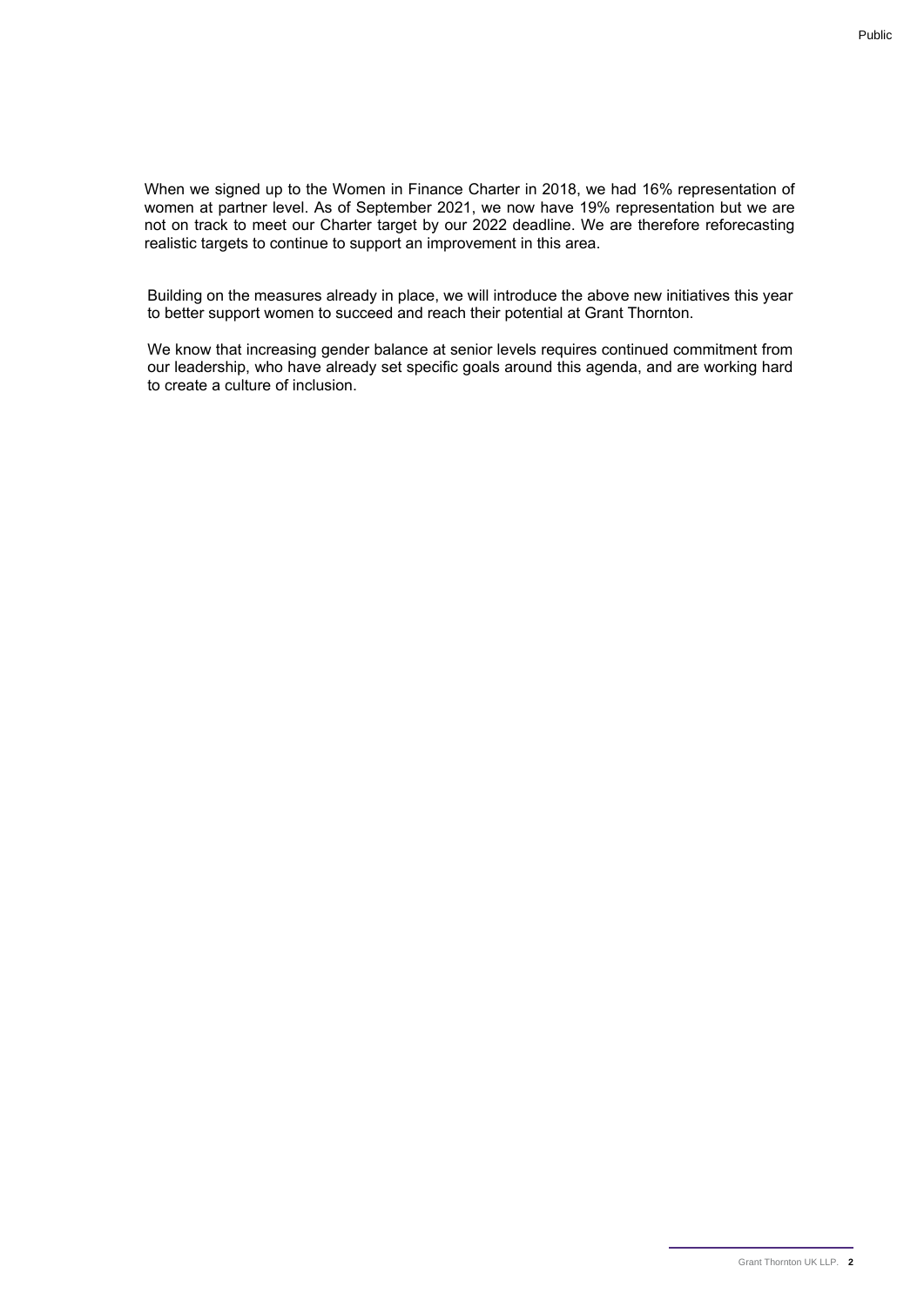When we signed up to the Women in Finance Charter in 2018, we had 16% representation of women at partner level. As of September 2021, we now have 19% representation but we are not on track to meet our Charter target by our 2022 deadline. We are therefore reforecasting realistic targets to continue to support an improvement in this area.

Building on the measures already in place, we will introduce the above new initiatives this year to better support women to succeed and reach their potential at Grant Thornton.

We know that increasing gender balance at senior levels requires continued commitment from our leadership, who have already set specific goals around this agenda, and are working hard to create a culture of inclusion.